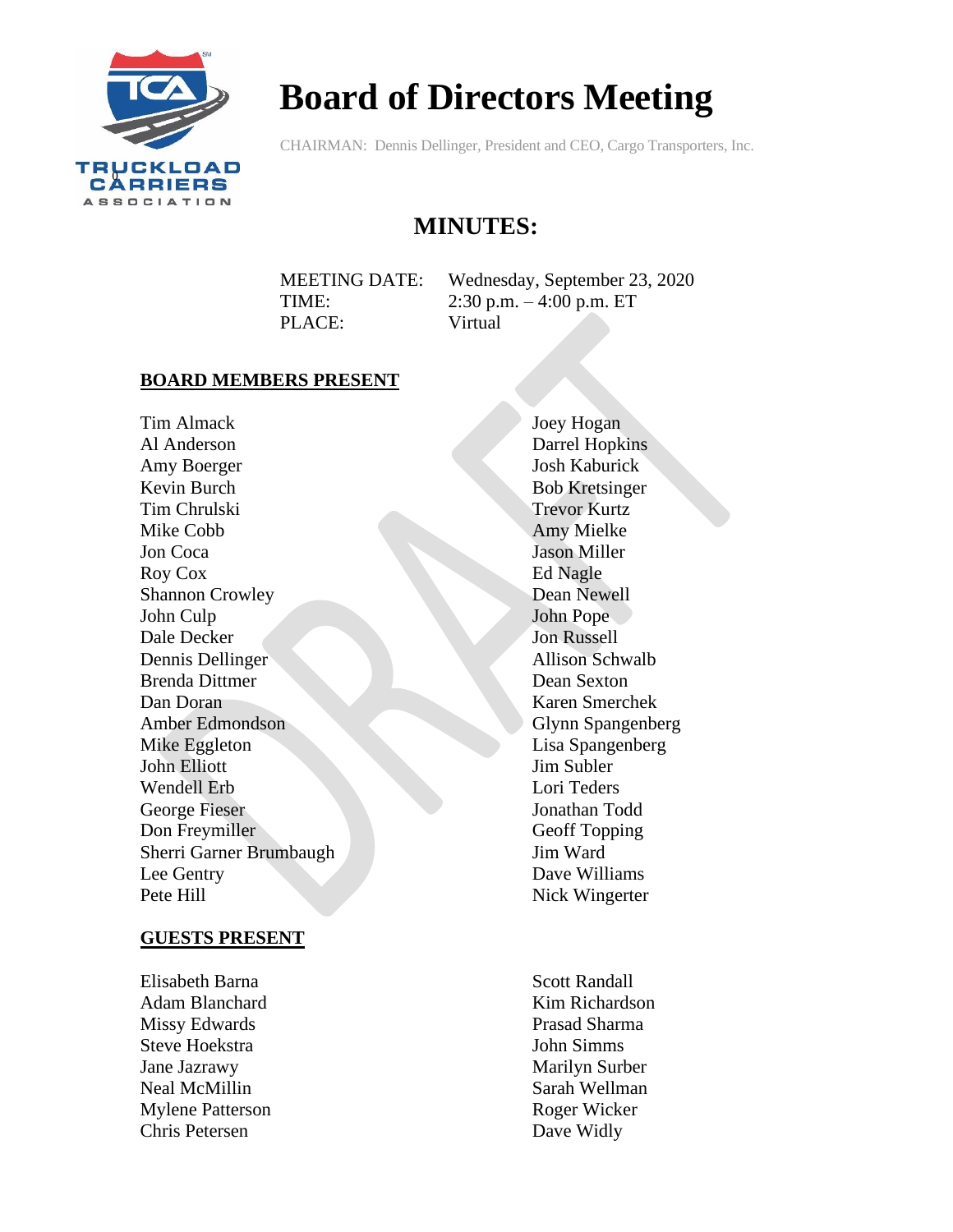# Board of Directors Meeting

CHAIRMAN: Dennis Dellinger, President and CEO, Cargo Transporters, Inc.

## MINUTES:

MEETING DATE: Wednesday, September 23, 2020
TIME: 2:30 p.m. – 4:00 p.m. ET
PLACE: Virtual

**BOARD MEMBERS PRESENT**

Tim Almack
Al Anderson
Amy Boerger
Kevin Burch
Tim Chrulski
Mike Cobb
Jon Coca
Roy Cox
Shannon Crowley
John Culp
Dale Decker
Dennis Dellinger
Brenda Dittmer
Dan Doran
Amber Edmondson
Mike Eggleton
John Elliott
Wendell Erb
George Fieser
Don Freymiller
Sherri Garner Brumbaugh
Lee Gentry
Pete Hill
Joey Hogan
Darrel Hopkins
Josh Kaburick
Bob Kretsinger
Trevor Kurtz
Amy Mielke
Jason Miller
Ed Nagle
Dean Newell
John Pope
Jon Russell
Allison Schwalb
Dean Sexton
Karen Smerchek
Glynn Spangenberg
Lisa Spangenberg
Jim Subler
Lori Teders
Jonathan Todd
Geoff Topping
Jim Ward
Dave Williams
Nick Wingerter

**GUESTS PRESENT**

Elisabeth Barna
Adam Blanchard
Missy Edwards
Steve Hoekstra
Jane Jazrawy
Neal McMillin
Mylene Patterson
Chris Petersen
Scott Randall
Kim Richardson
Prasad Sharma
John Simms
Marilyn Surber
Sarah Wellman
Roger Wicker
Dave Widly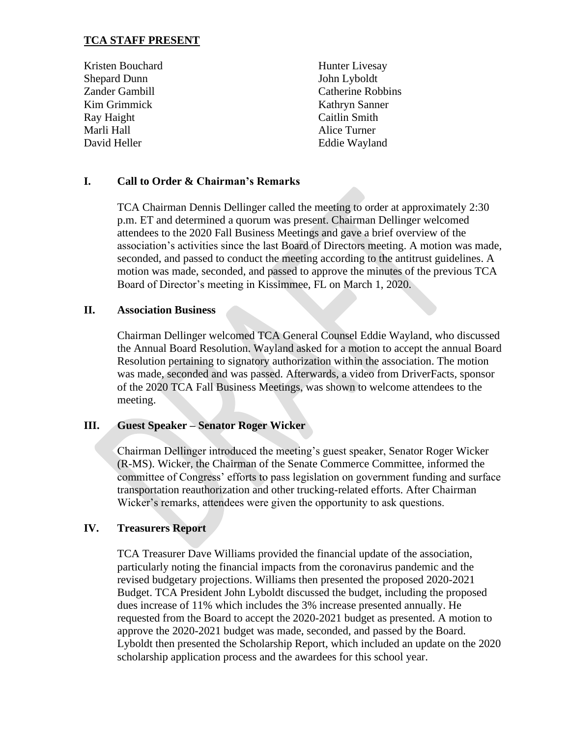## TCA STAFF PRESENT

Kristen Bouchard
Shepard Dunn
Zander Gambill
Kim Grimmick
Ray Haight
Marli Hall
David Heller
Hunter Livesay
John Lyboldt
Catherine Robbins
Kathryn Sanner
Caitlin Smith
Alice Turner
Eddie Wayland

## I. Call to Order & Chairman's Remarks

TCA Chairman Dennis Dellinger called the meeting to order at approximately 2:30 p.m. ET and determined a quorum was present. Chairman Dellinger welcomed attendees to the 2020 Fall Business Meetings and gave a brief overview of the association's activities since the last Board of Directors meeting. A motion was made, seconded, and passed to conduct the meeting according to the antitrust guidelines. A motion was made, seconded, and passed to approve the minutes of the previous TCA Board of Director's meeting in Kissimmee, FL on March 1, 2020.

## II. Association Business

Chairman Dellinger welcomed TCA General Counsel Eddie Wayland, who discussed the Annual Board Resolution. Wayland asked for a motion to accept the annual Board Resolution pertaining to signatory authorization within the association. The motion was made, seconded and was passed. Afterwards, a video from DriverFacts, sponsor of the 2020 TCA Fall Business Meetings, was shown to welcome attendees to the meeting.

## III. Guest Speaker – Senator Roger Wicker

Chairman Dellinger introduced the meeting's guest speaker, Senator Roger Wicker (R-MS). Wicker, the Chairman of the Senate Commerce Committee, informed the committee of Congress' efforts to pass legislation on government funding and surface transportation reauthorization and other trucking-related efforts. After Chairman Wicker's remarks, attendees were given the opportunity to ask questions.

## IV. Treasurers Report

TCA Treasurer Dave Williams provided the financial update of the association, particularly noting the financial impacts from the coronavirus pandemic and the revised budgetary projections. Williams then presented the proposed 2020-2021 Budget. TCA President John Lyboldt discussed the budget, including the proposed dues increase of 11% which includes the 3% increase presented annually. He requested from the Board to accept the 2020-2021 budget as presented. A motion to approve the 2020-2021 budget was made, seconded, and passed by the Board. Lyboldt then presented the Scholarship Report, which included an update on the 2020 scholarship application process and the awardees for this school year.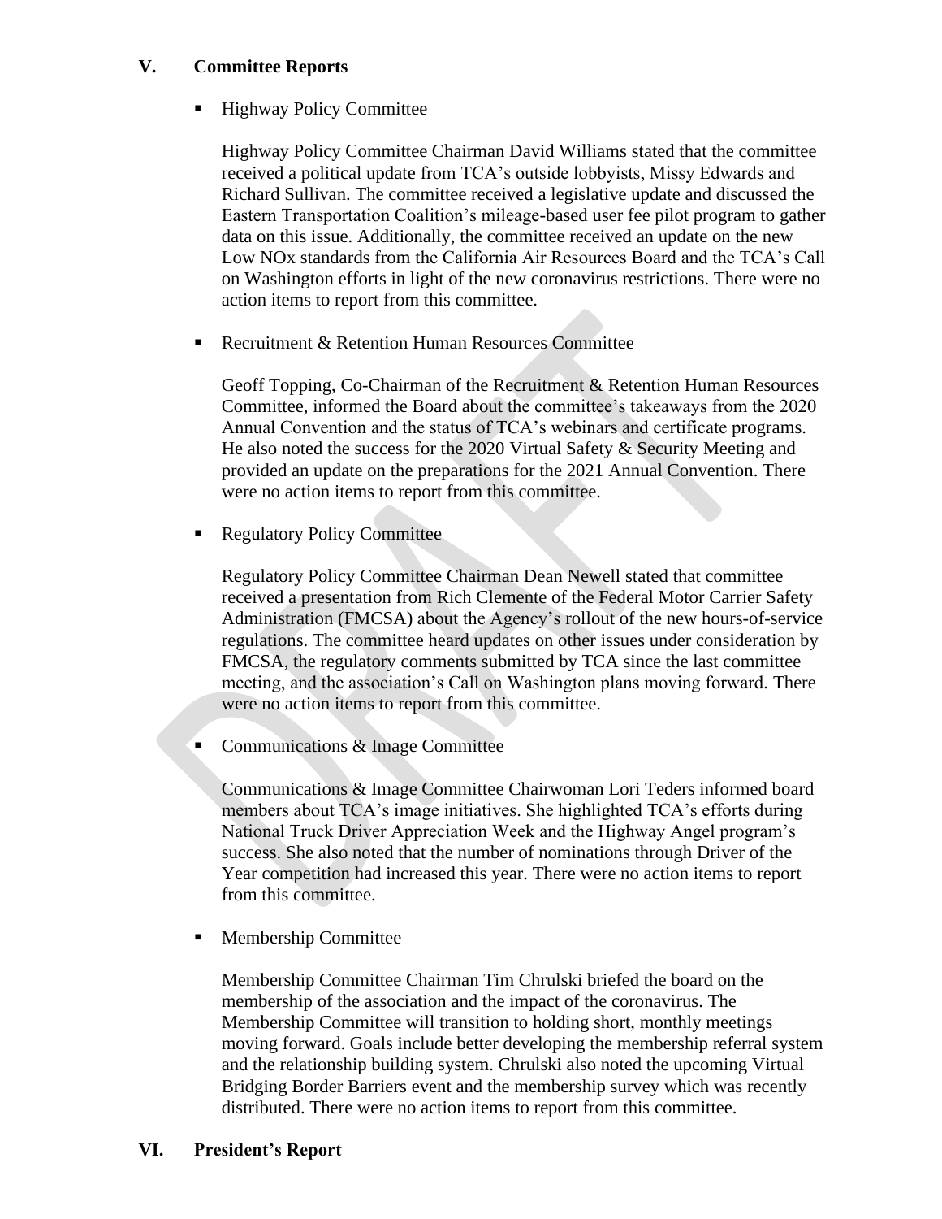## V. Committee Reports

- Highway Policy Committee

  Highway Policy Committee Chairman David Williams stated that the committee received a political update from TCA's outside lobbyists, Missy Edwards and Richard Sullivan. The committee received a legislative update and discussed the Eastern Transportation Coalition's mileage-based user fee pilot program to gather data on this issue. Additionally, the committee received an update on the new Low NOx standards from the California Air Resources Board and the TCA's Call on Washington efforts in light of the new coronavirus restrictions. There were no action items to report from this committee.

- Recruitment & Retention Human Resources Committee

  Geoff Topping, Co-Chairman of the Recruitment & Retention Human Resources Committee, informed the Board about the committee's takeaways from the 2020 Annual Convention and the status of TCA's webinars and certificate programs. He also noted the success for the 2020 Virtual Safety & Security Meeting and provided an update on the preparations for the 2021 Annual Convention. There were no action items to report from this committee.

- Regulatory Policy Committee

  Regulatory Policy Committee Chairman Dean Newell stated that committee received a presentation from Rich Clemente of the Federal Motor Carrier Safety Administration (FMCSA) about the Agency's rollout of the new hours-of-service regulations. The committee heard updates on other issues under consideration by FMCSA, the regulatory comments submitted by TCA since the last committee meeting, and the association's Call on Washington plans moving forward. There were no action items to report from this committee.

- Communications & Image Committee

  Communications & Image Committee Chairwoman Lori Teders informed board members about TCA's image initiatives. She highlighted TCA's efforts during National Truck Driver Appreciation Week and the Highway Angel program's success. She also noted that the number of nominations through Driver of the Year competition had increased this year. There were no action items to report from this committee.

- Membership Committee

  Membership Committee Chairman Tim Chrulski briefed the board on the membership of the association and the impact of the coronavirus. The Membership Committee will transition to holding short, monthly meetings moving forward. Goals include better developing the membership referral system and the relationship building system. Chrulski also noted the upcoming Virtual Bridging Border Barriers event and the membership survey which was recently distributed. There were no action items to report from this committee.

## VI. President's Report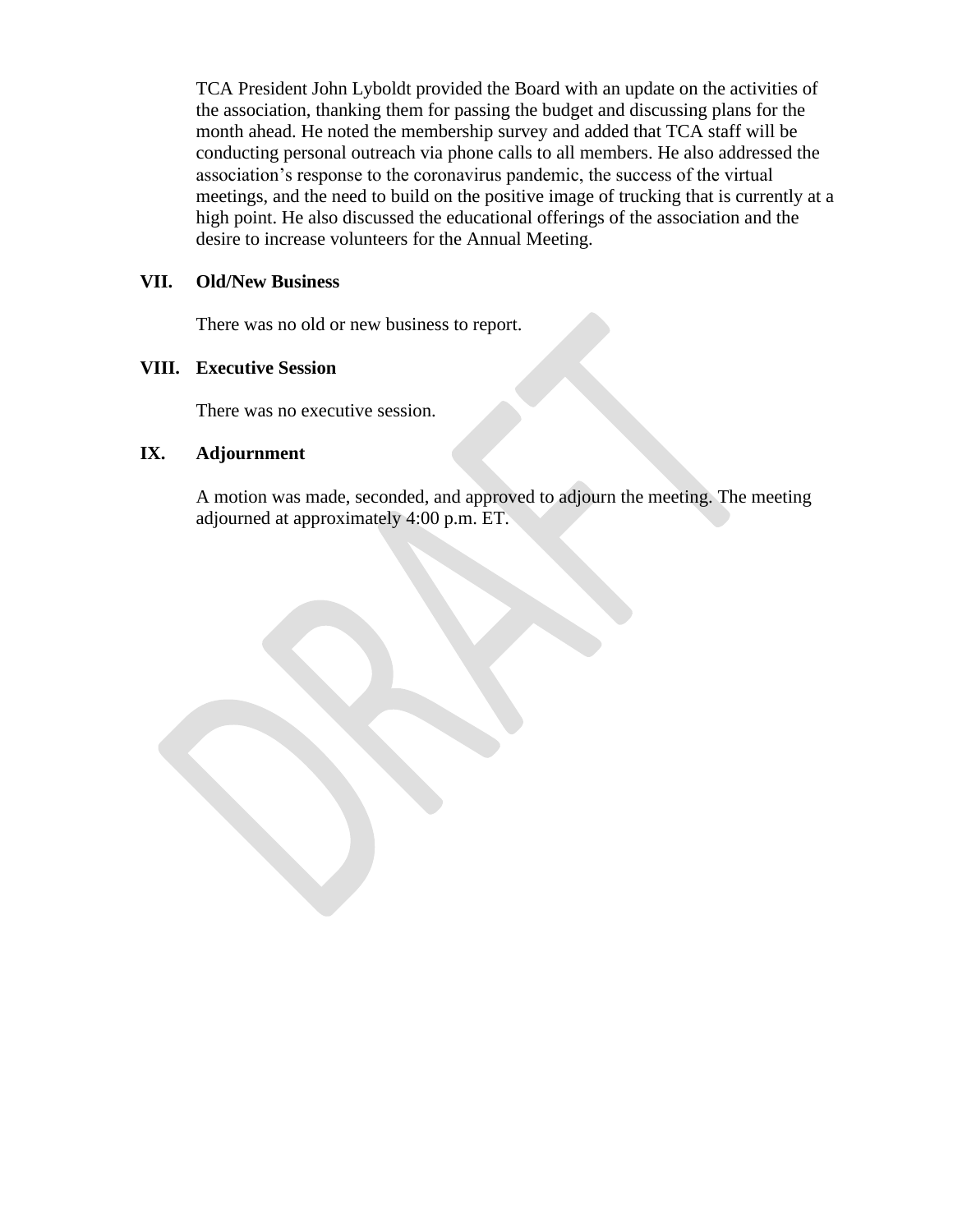TCA President John Lyboldt provided the Board with an update on the activities of the association, thanking them for passing the budget and discussing plans for the month ahead. He noted the membership survey and added that TCA staff will be conducting personal outreach via phone calls to all members. He also addressed the association's response to the coronavirus pandemic, the success of the virtual meetings, and the need to build on the positive image of trucking that is currently at a high point. He also discussed the educational offerings of the association and the desire to increase volunteers for the Annual Meeting.

## VII. Old/New Business

There was no old or new business to report.

## VIII. Executive Session

There was no executive session.

## IX. Adjournment

A motion was made, seconded, and approved to adjourn the meeting. The meeting adjourned at approximately 4:00 p.m. ET.